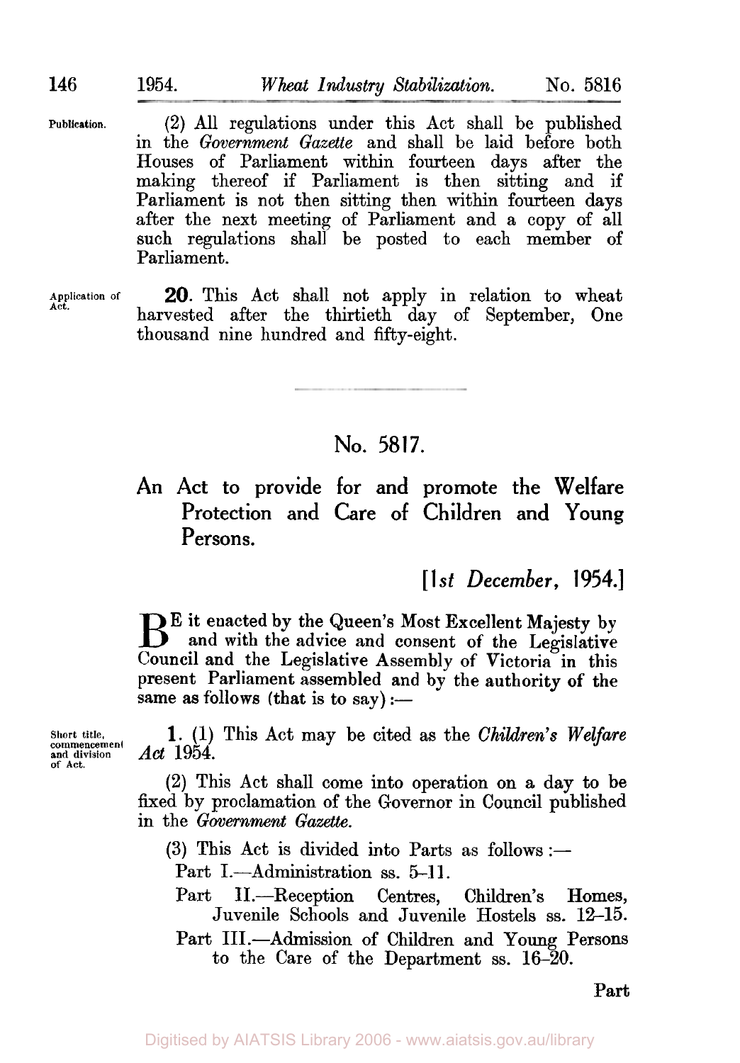Publication.

(2) All regulations under this Act shall be published in the *Government Gazette* and shall be laid before both Houses of Parliament within fourteen days after the making thereof if Parliament is then sitting and if Parliament is not then sitting then within fourteen days after the next meeting of Parliament and a copy of all such regulations shall be posted to each member of Parliament.

Application of Act.

**20.** This Act shall not apply in relation to wheat harvested after the thirtieth day of September, One thousand nine hundred and fifty-eight.

---

# No. 5817.

## An Act to provide for and promote the Welfare Protection and Care of Children and Young Persons.

*[1st December, 1954.]*

BE it enacted by the Queen's Most Excellent Majesty by and with the advice and consent of the Legislative Council and the Legislative Assembly of Victoria in this present Parliament assembled and by the authority of the same as follows (that is to say):—

Short title, commencement and division of Act.

**1.** (1) This Act may be cited as the *Children's Welfare Act* 1954.

(2) This Act shall come into operation on a day to be fixed by proclamation of the Governor in Council published in the *Government Gazette*.

(3) This Act is divided into Parts as follows:—

Part I.—Administration ss. 5–11.

Part II.—Reception Centres, Children's Homes, Juvenile Schools and Juvenile Hostels ss. 12–15.

Part III.—Admission of Children and Young Persons to the Care of the Department ss. 16–20.

Part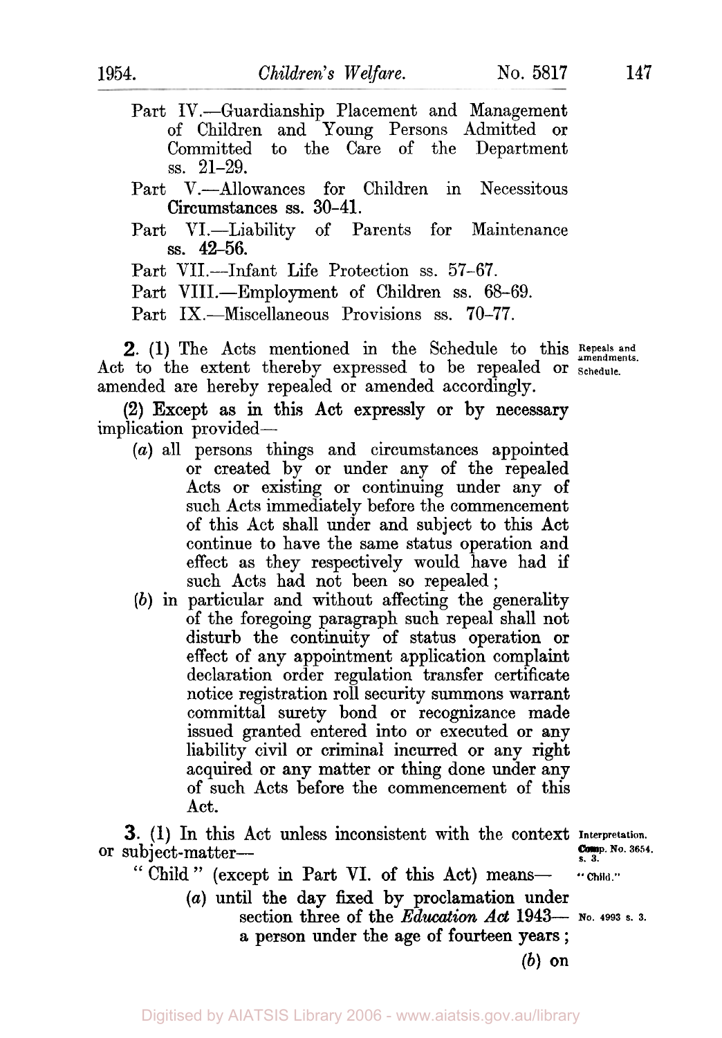Part IV.—Guardianship Placement and Management of Children and Young Persons Admitted or Committed to the Care of the Department ss. 21–29.

Part V.—Allowances for Children in Necessitous Circumstances ss. 30–41.

Part VI.—Liability of Parents for Maintenance ss. 42–56.

Part VII.—Infant Life Protection ss. 57–67.

Part VIII.—Employment of Children ss. 68–69.

Part IX.—Miscellaneous Provisions ss. 70–77.

Repeals and amendments. Schedule.

**2.** (1) The Acts mentioned in the Schedule to this Act to the extent thereby expressed to be repealed or amended are hereby repealed or amended accordingly.

(2) Except as in this Act expressly or by necessary implication provided—

(*a*) all persons things and circumstances appointed or created by or under any of the repealed Acts or existing or continuing under any of such Acts immediately before the commencement of this Act shall under and subject to this Act continue to have the same status operation and effect as they respectively would have had if such Acts had not been so repealed;

(*b*) in particular and without affecting the generality of the foregoing paragraph such repeal shall not disturb the continuity of status operation or effect of any appointment application complaint declaration order regulation transfer certificate notice registration roll security summons warrant committal surety bond or recognizance made issued granted entered into or executed or any liability civil or criminal incurred or any right acquired or any matter or thing done under any of such Acts before the commencement of this Act.

Interpretation. Comp. No. 3654, s. 3.

**3.** (1) In this Act unless inconsistent with the context or subject-matter—

"Child."

"Child" (except in Part VI. of this Act) means—

No. 4993 s. 3.

(*a*) until the day fixed by proclamation under section three of the *Education Act* 1943—a person under the age of fourteen years;

(*b*) on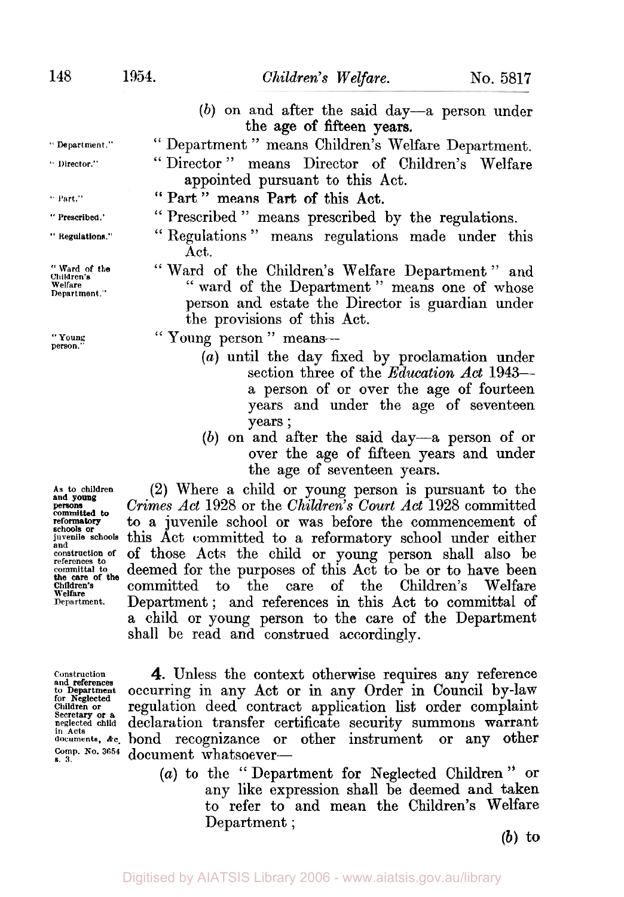(*b*) on and after the said day—a person under the age of fifteen years.

"Department." "Department" means Children's Welfare Department.

"Director." "Director" means Director of Children's Welfare appointed pursuant to this Act.

"Part." "Part" means Part of this Act.

"Prescribed." "Prescribed" means prescribed by the regulations.

"Regulations." "Regulations" means regulations made under this Act.

"Ward of the Children's Welfare Department." "Ward of the Children's Welfare Department" and "ward of the Department" means one of whose person and estate the Director is guardian under the provisions of this Act.

"Young person." "Young person" means—

(*a*) until the day fixed by proclamation under section three of the *Education Act* 1943—a person of or over the age of fourteen years and under the age of seventeen years;

(*b*) on and after the said day—a person of or over the age of fifteen years and under the age of seventeen years.

As to children and young persons committed to reformatory schools or juvenile schools and construction of references to committal to the care of the Children's Welfare Department.

(2) Where a child or young person is pursuant to the *Crimes Act* 1928 or the *Children's Court Act* 1928 committed to a juvenile school or was before the commencement of this Act committed to a reformatory school under either of those Acts the child or young person shall also be deemed for the purposes of this Act to be or to have been committed to the care of the Children's Welfare Department; and references in this Act to committal of a child or young person to the care of the Department shall be read and construed accordingly.

Construction and references to Department for Neglected Children or Secretary or a neglected child in Acts documents, &c. Comp. No. 3654 s. 3.

**4.** Unless the context otherwise requires any reference occurring in any Act or in any Order in Council by-law regulation deed contract application list order complaint declaration transfer certificate security summons warrant bond recognizance or other instrument or any other document whatsoever—

(*a*) to the "Department for Neglected Children" or any like expression shall be deemed and taken to refer to and mean the Children's Welfare Department;

(*b*) to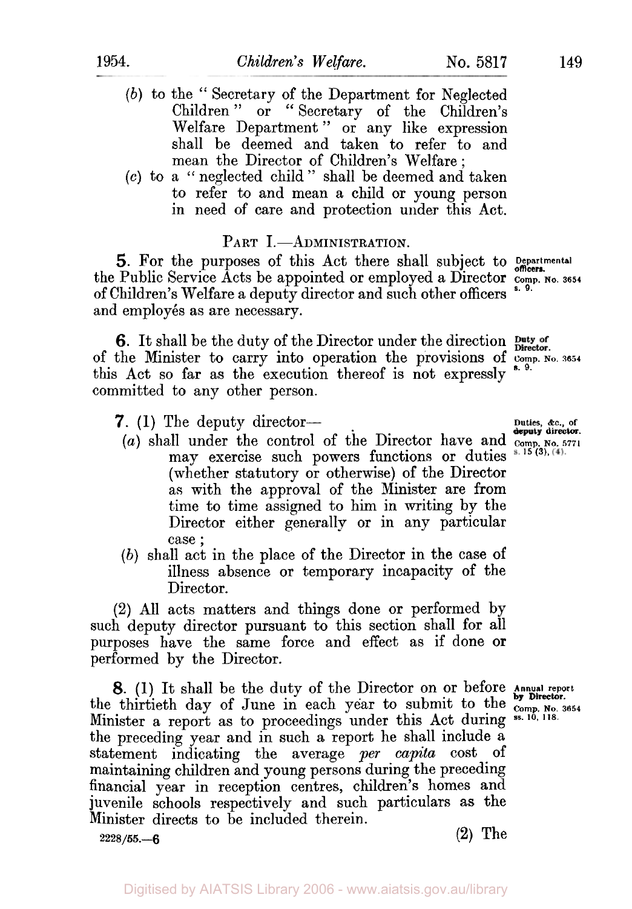(*b*) to the "Secretary of the Department for Neglected Children" or "Secretary of the Children's Welfare Department" or any like expression shall be deemed and taken to refer to and mean the Director of Children's Welfare;

(*c*) to a "neglected child" shall be deemed and taken to refer to and mean a child or young person in need of care and protection under this Act.

## PART I.—ADMINISTRATION.

**5.** For the purposes of this Act there shall subject to the Public Service Acts be appointed or employed a Director of Children's Welfare a deputy director and such other officers and employés as are necessary.

*Departmental officers. Comp. No. 3654 s. 9.*

**6.** It shall be the duty of the Director under the direction of the Minister to carry into operation the provisions of this Act so far as the execution thereof is not expressly committed to any other person.

*Duty of Director. Comp. No. 3654 s. 9.*

**7.** (1) The deputy director—

*Duties, &c., of deputy director. Comp. No. 5771 ss. 15 (3), (4).*

(*a*) shall under the control of the Director have and may exercise such powers functions or duties (whether statutory or otherwise) of the Director as with the approval of the Minister are from time to time assigned to him in writing by the Director either generally or in any particular case;

(*b*) shall act in the place of the Director in the case of illness absence or temporary incapacity of the Director.

(2) All acts matters and things done or performed by such deputy director pursuant to this section shall for all purposes have the same force and effect as if done or performed by the Director.

**8.** (1) It shall be the duty of the Director on or before the thirtieth day of June in each year to submit to the Minister a report as to proceedings under this Act during the preceding year and in such a report he shall include a statement indicating the average *per capita* cost of maintaining children and young persons during the preceding financial year in reception centres, children's homes and juvenile schools respectively and such particulars as the Minister directs to be included therein.

*Annual report by Director. Comp. No. 3654 ss. 10, 118.*

2228/55.—6

(2) The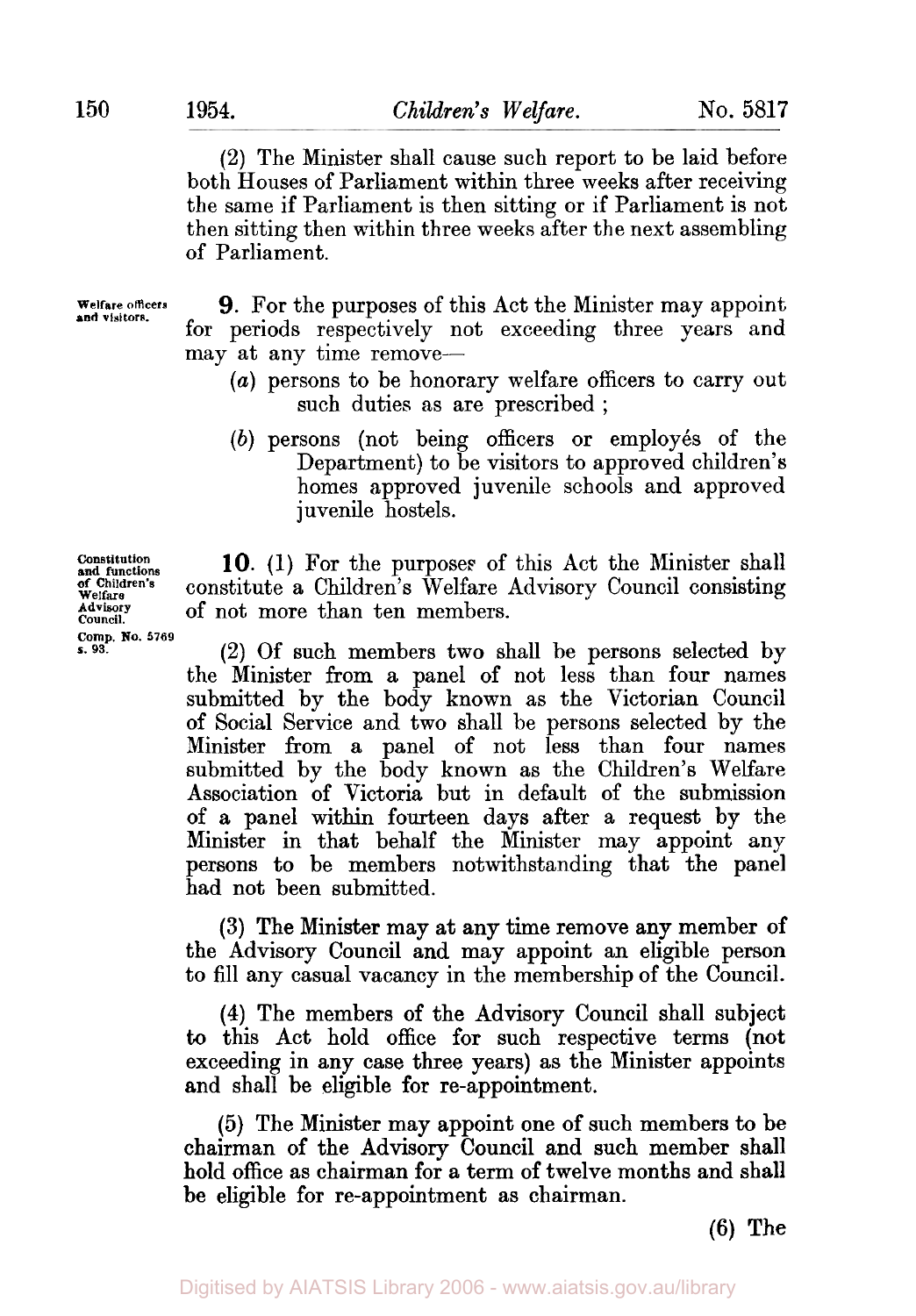(2) The Minister shall cause such report to be laid before both Houses of Parliament within three weeks after receiving the same if Parliament is then sitting or if Parliament is not then sitting then within three weeks after the next assembling of Parliament.

**Welfare officers and visitors.**

**9.** For the purposes of this Act the Minister may appoint for periods respectively not exceeding three years and may at any time remove—

- (*a*) persons to be honorary welfare officers to carry out such duties as are prescribed ;
- (*b*) persons (not being officers or employés of the Department) to be visitors to approved children's homes approved juvenile schools and approved juvenile hostels.

**Constitution and functions of Children's Welfare Advisory Council.**
**Comp. No. 5769 s. 93.**

**10.** (1) For the purposes of this Act the Minister shall constitute a Children's Welfare Advisory Council consisting of not more than ten members.

(2) Of such members two shall be persons selected by the Minister from a panel of not less than four names submitted by the body known as the Victorian Council of Social Service and two shall be persons selected by the Minister from a panel of not less than four names submitted by the body known as the Children's Welfare Association of Victoria but in default of the submission of a panel within fourteen days after a request by the Minister in that behalf the Minister may appoint any persons to be members notwithstanding that the panel had not been submitted.

(3) The Minister may at any time remove any member of the Advisory Council and may appoint an eligible person to fill any casual vacancy in the membership of the Council.

(4) The members of the Advisory Council shall subject to this Act hold office for such respective terms (not exceeding in any case three years) as the Minister appoints and shall be eligible for re-appointment.

(5) The Minister may appoint one of such members to be chairman of the Advisory Council and such member shall hold office as chairman for a term of twelve months and shall be eligible for re-appointment as chairman.

(6) The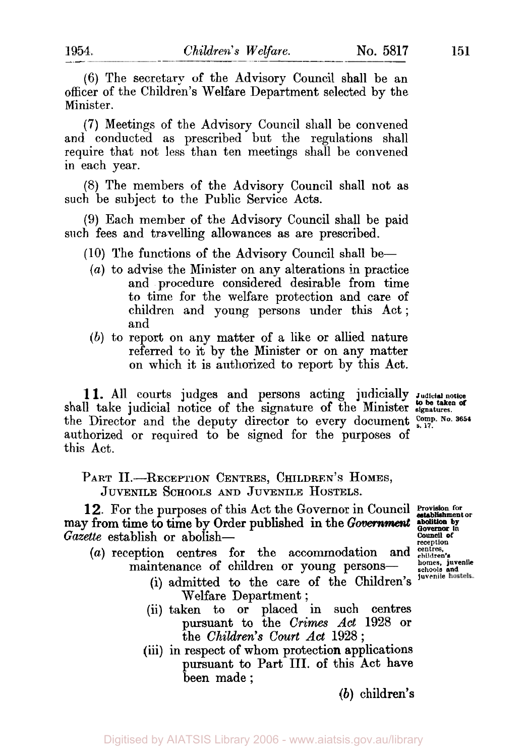(6) The secretary of the Advisory Council shall be an officer of the Children's Welfare Department selected by the Minister.

(7) Meetings of the Advisory Council shall be convened and conducted as prescribed but the regulations shall require that not less than ten meetings shall be convened in each year.

(8) The members of the Advisory Council shall not as such be subject to the Public Service Acts.

(9) Each member of the Advisory Council shall be paid such fees and travelling allowances as are prescribed.

(10) The functions of the Advisory Council shall be—

- (*a*) to advise the Minister on any alterations in practice and procedure considered desirable from time to time for the welfare protection and care of children and young persons under this Act; and
- (*b*) to report on any matter of a like or allied nature referred to it by the Minister or on any matter on which it is authorized to report by this Act.

**11.** All courts judges and persons acting judicially shall take judicial notice of the signature of the Minister the Director and the deputy director to every document authorized or required to be signed for the purposes of this Act.

*Judicial notice to be taken of signatures.*
*Comp. No. 3654 s. 17.*

## PART II.—RECEPTION CENTRES, CHILDREN'S HOMES, JUVENILE SCHOOLS AND JUVENILE HOSTELS.

**12.** For the purposes of this Act the Governor in Council may from time to time by Order published in the *Government Gazette* establish or abolish—

*Provision for establishment or abolition by Governor in Council of reception centres, children's homes, juvenile schools and juvenile hostels.*

- (*a*) reception centres for the accommodation and maintenance of children or young persons—
  - (i) admitted to the care of the Children's Welfare Department;
  - (ii) taken to or placed in such centres pursuant to the *Crimes Act* 1928 or the *Children's Court Act* 1928;
  - (iii) in respect of whom protection applications pursuant to Part III. of this Act have been made;

(*b*) children's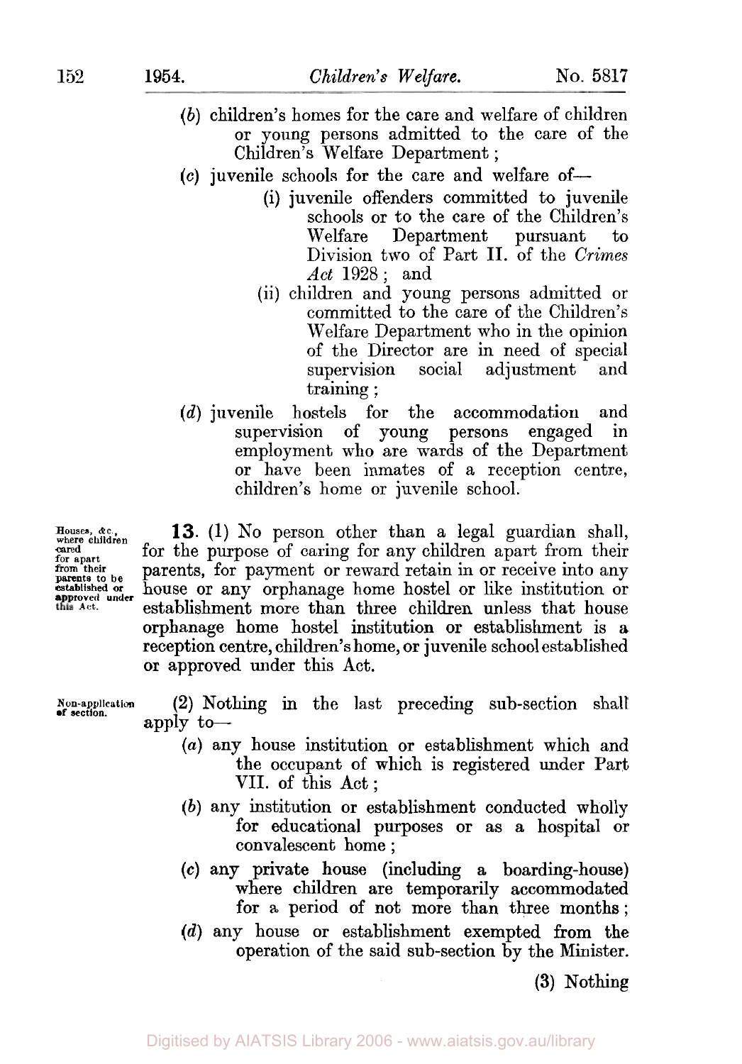(*b*) children's homes for the care and welfare of children or young persons admitted to the care of the Children's Welfare Department;

(*c*) juvenile schools for the care and welfare of—

(i) juvenile offenders committed to juvenile schools or to the care of the Children's Welfare Department pursuant to Division two of Part II. of the *Crimes Act* 1928; and

(ii) children and young persons admitted or committed to the care of the Children's Welfare Department who in the opinion of the Director are in need of special supervision social adjustment and training;

(*d*) juvenile hostels for the accommodation and supervision of young persons engaged in employment who are wards of the Department or have been inmates of a reception centre, children's home or juvenile school.

Houses, &c., where children cared for apart from their parents to be established or approved under this Act.

**13.** (1) No person other than a legal guardian shall, for the purpose of caring for any children apart from their parents, for payment or reward retain in or receive into any house or any orphanage home hostel or like institution or establishment more than three children unless that house orphanage home hostel institution or establishment is a reception centre, children's home, or juvenile school established or approved under this Act.

Non-application of section.

(2) Nothing in the last preceding sub-section shall apply to—

(*a*) any house institution or establishment which and the occupant of which is registered under Part VII. of this Act;

(*b*) any institution or establishment conducted wholly for educational purposes or as a hospital or convalescent home;

(*c*) any private house (including a boarding-house) where children are temporarily accommodated for a period of not more than three months;

(*d*) any house or establishment exempted from the operation of the said sub-section by the Minister.

(3) Nothing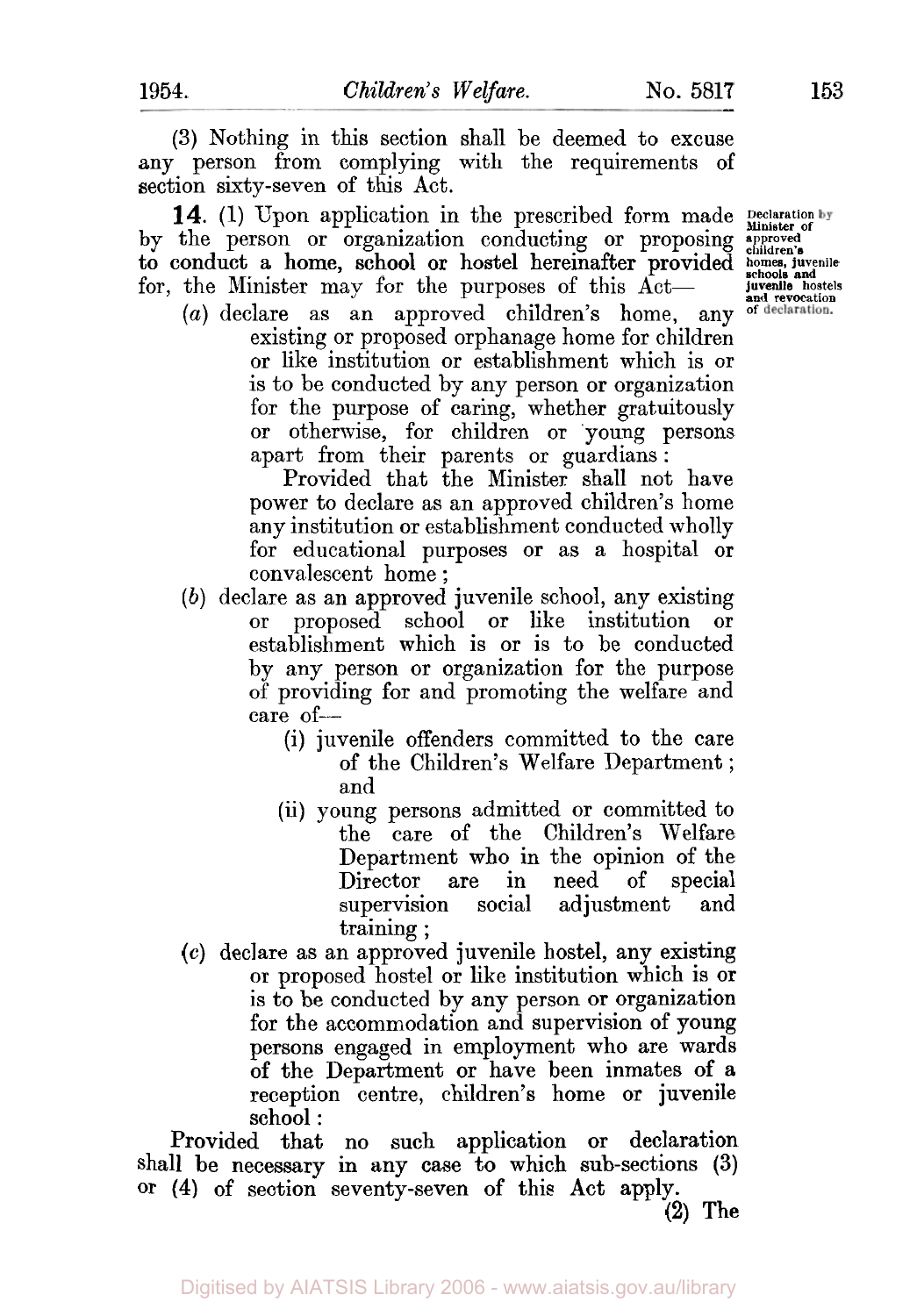(3) Nothing in this section shall be deemed to excuse any person from complying with the requirements of section sixty-seven of this Act.

**Declaration by Minister of approved children's homes, juvenile schools and juvenile hostels and revocation of declaration.**

**14.** (1) Upon application in the prescribed form made by the person or organization conducting or proposing to conduct a home, school or hostel hereinafter provided for, the Minister may for the purposes of this Act—

(*a*) declare as an approved children's home, any existing or proposed orphanage home for children or like institution or establishment which is or is to be conducted by any person or organization for the purpose of caring, whether gratuitously or otherwise, for children or young persons apart from their parents or guardians:

Provided that the Minister shall not have power to declare as an approved children's home any institution or establishment conducted wholly for educational purposes or as a hospital or convalescent home;

(*b*) declare as an approved juvenile school, any existing or proposed school or like institution or establishment which is or is to be conducted by any person or organization for the purpose of providing for and promoting the welfare and care of—

(i) juvenile offenders committed to the care of the Children's Welfare Department; and

(ii) young persons admitted or committed to the care of the Children's Welfare Department who in the opinion of the Director are in need of special supervision social adjustment and training;

(*c*) declare as an approved juvenile hostel, any existing or proposed hostel or like institution which is or is to be conducted by any person or organization for the accommodation and supervision of young persons engaged in employment who are wards of the Department or have been inmates of a reception centre, children's home or juvenile school:

Provided that no such application or declaration shall be necessary in any case to which sub-sections (3) or (4) of section seventy-seven of this Act apply.

(2) The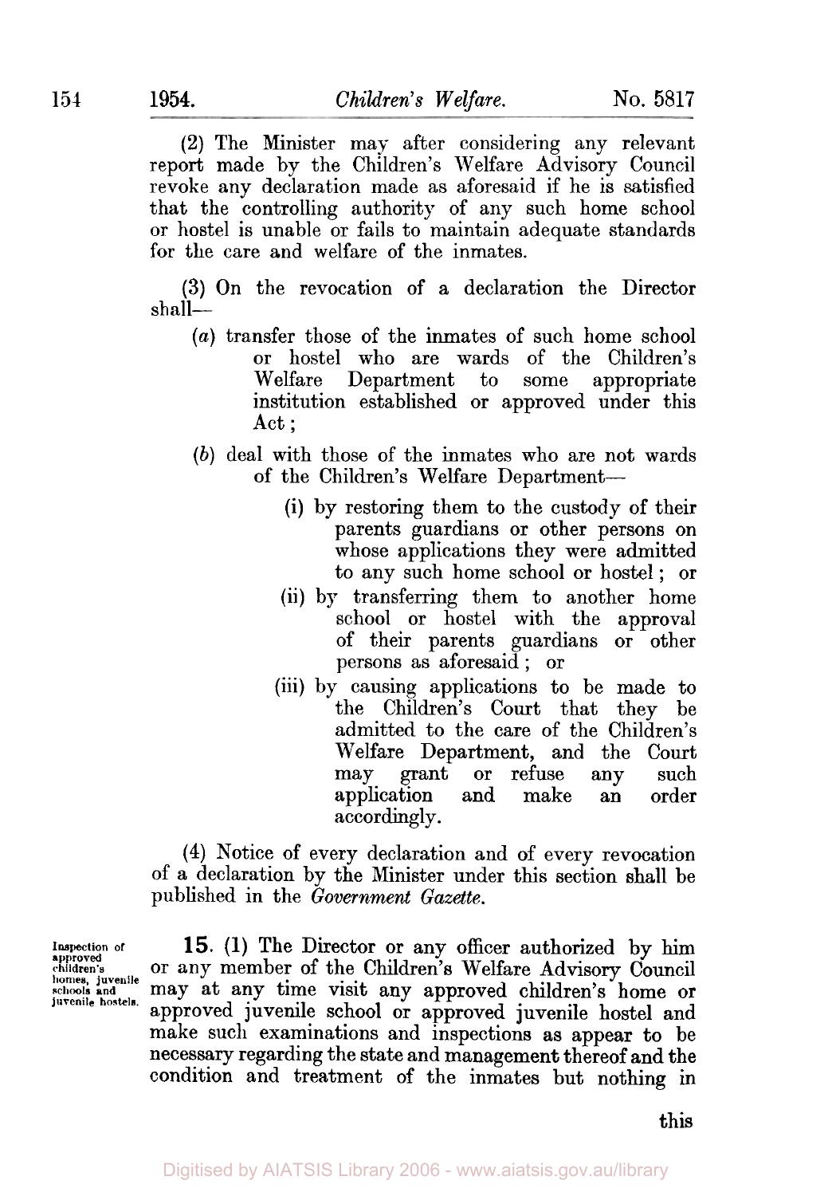(2) The Minister may after considering any relevant report made by the Children's Welfare Advisory Council revoke any declaration made as aforesaid if he is satisfied that the controlling authority of any such home school or hostel is unable or fails to maintain adequate standards for the care and welfare of the inmates.

(3) On the revocation of a declaration the Director shall—

- (*a*) transfer those of the inmates of such home school or hostel who are wards of the Children's Welfare Department to some appropriate institution established or approved under this Act;
- (*b*) deal with those of the inmates who are not wards of the Children's Welfare Department—
  - (i) by restoring them to the custody of their parents guardians or other persons on whose applications they were admitted to any such home school or hostel; or
  - (ii) by transferring them to another home school or hostel with the approval of their parents guardians or other persons as aforesaid; or
  - (iii) by causing applications to be made to the Children's Court that they be admitted to the care of the Children's Welfare Department, and the Court may grant or refuse any such application and make an order accordingly.

(4) Notice of every declaration and of every revocation of a declaration by the Minister under this section shall be published in the *Government Gazette*.

Inspection of approved children's homes, juvenile schools and juvenile hostels.

**15.** (1) The Director or any officer authorized by him or any member of the Children's Welfare Advisory Council may at any time visit any approved children's home or approved juvenile school or approved juvenile hostel and make such examinations and inspections as appear to be necessary regarding the state and management thereof and the condition and treatment of the inmates but nothing in

this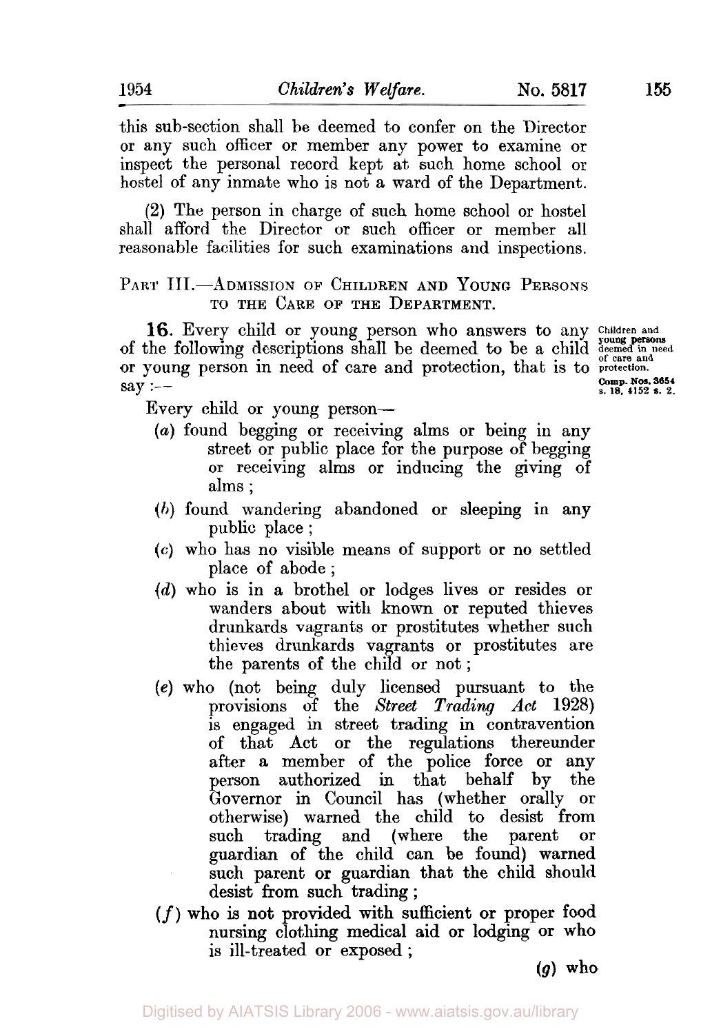this sub-section shall be deemed to confer on the Director or any such officer or member any power to examine or inspect the personal record kept at such home school or hostel of any inmate who is not a ward of the Department.

(2) The person in charge of such home school or hostel shall afford the Director or such officer or member all reasonable facilities for such examinations and inspections.

## PART III.—ADMISSION OF CHILDREN AND YOUNG PERSONS TO THE CARE OF THE DEPARTMENT.

*Children and young persons deemed in need of care and protection.*
*Comp. Nos. 3654 s. 18, 4152 s. 2.*

**16.** Every child or young person who answers to any of the following descriptions shall be deemed to be a child or young person in need of care and protection, that is to say:—

Every child or young person—

(*a*) found begging or receiving alms or being in any street or public place for the purpose of begging or receiving alms or inducing the giving of alms;

(*b*) found wandering abandoned or sleeping in any public place;

(*c*) who has no visible means of support or no settled place of abode;

(*d*) who is in a brothel or lodges lives or resides or wanders about with known or reputed thieves drunkards vagrants or prostitutes whether such thieves drunkards vagrants or prostitutes are the parents of the child or not;

(*e*) who (not being duly licensed pursuant to the provisions of the *Street Trading Act* 1928) is engaged in street trading in contravention of that Act or the regulations thereunder after a member of the police force or any person authorized in that behalf by the Governor in Council has (whether orally or otherwise) warned the child to desist from such trading and (where the parent or guardian of the child can be found) warned such parent or guardian that the child should desist from such trading;

(*f*) who is not provided with sufficient or proper food nursing clothing medical aid or lodging or who is ill-treated or exposed;

(*g*) who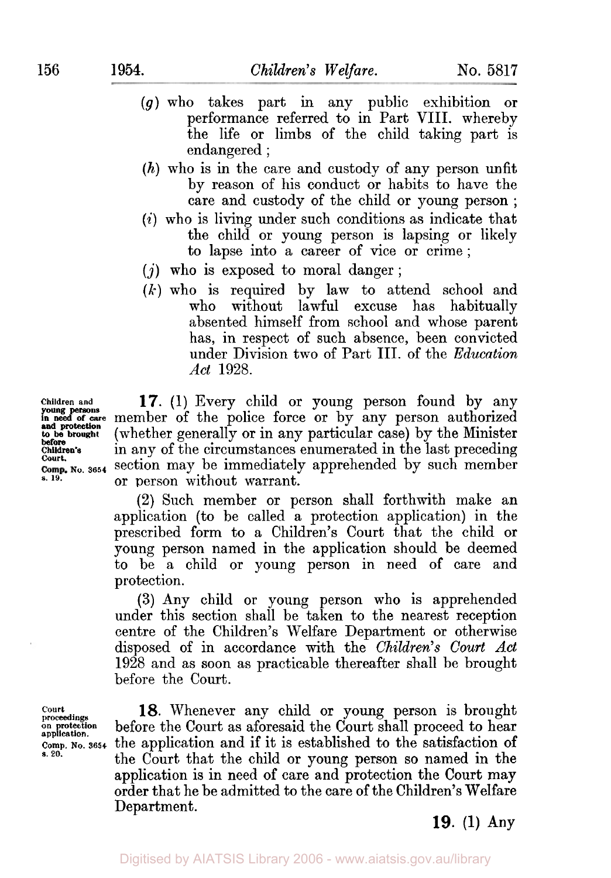(*g*) who takes part in any public exhibition or performance referred to in Part VIII. whereby the life or limbs of the child taking part is endangered ;

(*h*) who is in the care and custody of any person unfit by reason of his conduct or habits to have the care and custody of the child or young person ;

(*i*) who is living under such conditions as indicate that the child or young person is lapsing or likely to lapse into a career of vice or crime ;

(*j*) who is exposed to moral danger ;

(*k*) who is required by law to attend school and who without lawful excuse has habitually absented himself from school and whose parent has, in respect of such absence, been convicted under Division two of Part III. of the *Education Act* 1928.

Children and young persons in need of care and protection to be brought before Children's Court. Comp. No. 3654 s. 19.

**17.** (1) Every child or young person found by any member of the police force or by any person authorized (whether generally or in any particular case) by the Minister in any of the circumstances enumerated in the last preceding section may be immediately apprehended by such member or person without warrant.

(2) Such member or person shall forthwith make an application (to be called a protection application) in the prescribed form to a Children's Court that the child or young person named in the application should be deemed to be a child or young person in need of care and protection.

(3) Any child or young person who is apprehended under this section shall be taken to the nearest reception centre of the Children's Welfare Department or otherwise disposed of in accordance with the *Children's Court Act* 1928 and as soon as practicable thereafter shall be brought before the Court.

Court proceedings on protection application. Comp. No. 3654 s. 20.

**18.** Whenever any child or young person is brought before the Court as aforesaid the Court shall proceed to hear the application and if it is established to the satisfaction of the Court that the child or young person so named in the application is in need of care and protection the Court may order that he be admitted to the care of the Children's Welfare Department.

**19.** (1) Any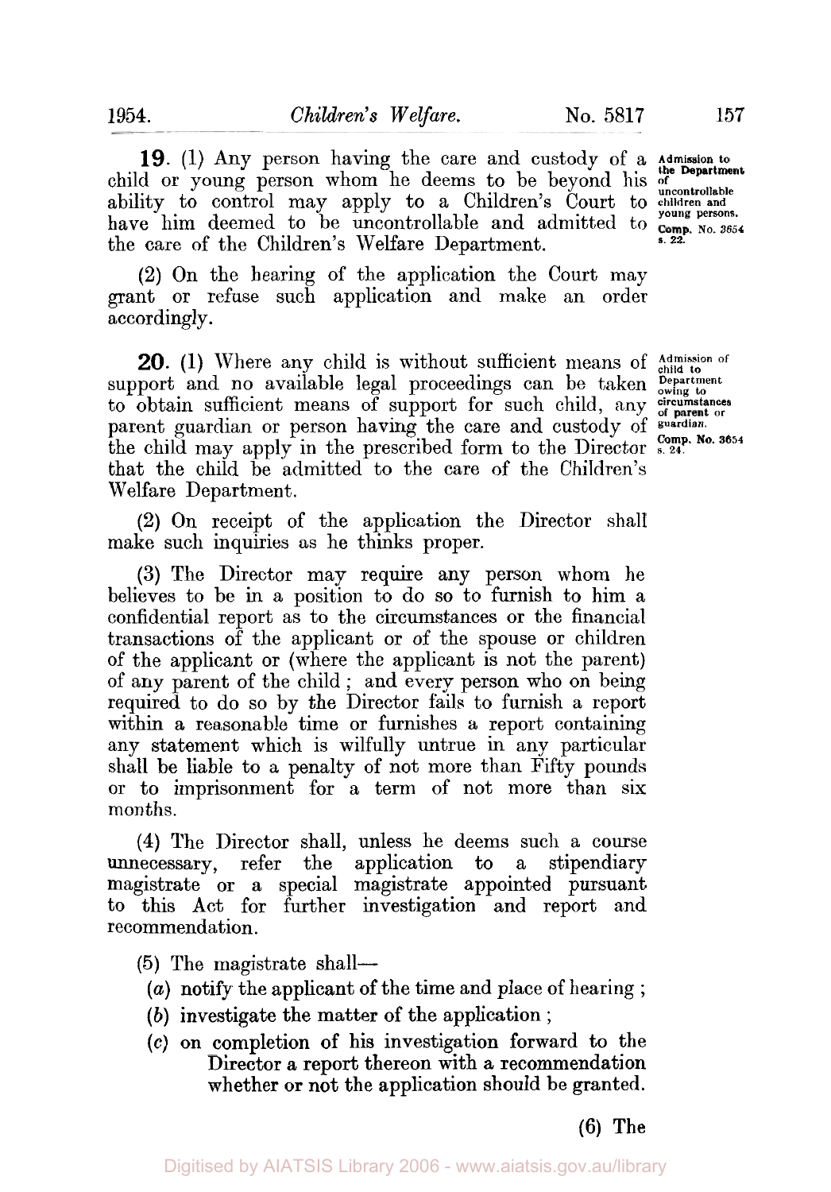**19.** (1) Any person having the care and custody of a child or young person whom he deems to be beyond his ability to control may apply to a Children's Court to have him deemed to be uncontrollable and admitted to the care of the Children's Welfare Department.

Admission to the Department of uncontrollable children and young persons. Comp. No. 3654 s. 22.

(2) On the hearing of the application the Court may grant or refuse such application and make an order accordingly.

**20.** (1) Where any child is without sufficient means of support and no available legal proceedings can be taken to obtain sufficient means of support for such child, any parent guardian or person having the care and custody of the child may apply in the prescribed form to the Director that the child be admitted to the care of the Children's Welfare Department.

Admission of child to Department owing to circumstances of parent or guardian. Comp. No. 3654 s. 24.

(2) On receipt of the application the Director shall make such inquiries as he thinks proper.

(3) The Director may require any person whom he believes to be in a position to do so to furnish to him a confidential report as to the circumstances or the financial transactions of the applicant or of the spouse or children of the applicant or (where the applicant is not the parent) of any parent of the child; and every person who on being required to do so by the Director fails to furnish a report within a reasonable time or furnishes a report containing any statement which is wilfully untrue in any particular shall be liable to a penalty of not more than Fifty pounds or to imprisonment for a term of not more than six months.

(4) The Director shall, unless he deems such a course unnecessary, refer the application to a stipendiary magistrate or a special magistrate appointed pursuant to this Act for further investigation and report and recommendation.

(5) The magistrate shall—

(*a*) notify the applicant of the time and place of hearing;

(*b*) investigate the matter of the application;

(*c*) on completion of his investigation forward to the Director a report thereon with a recommendation whether or not the application should be granted.

(6) The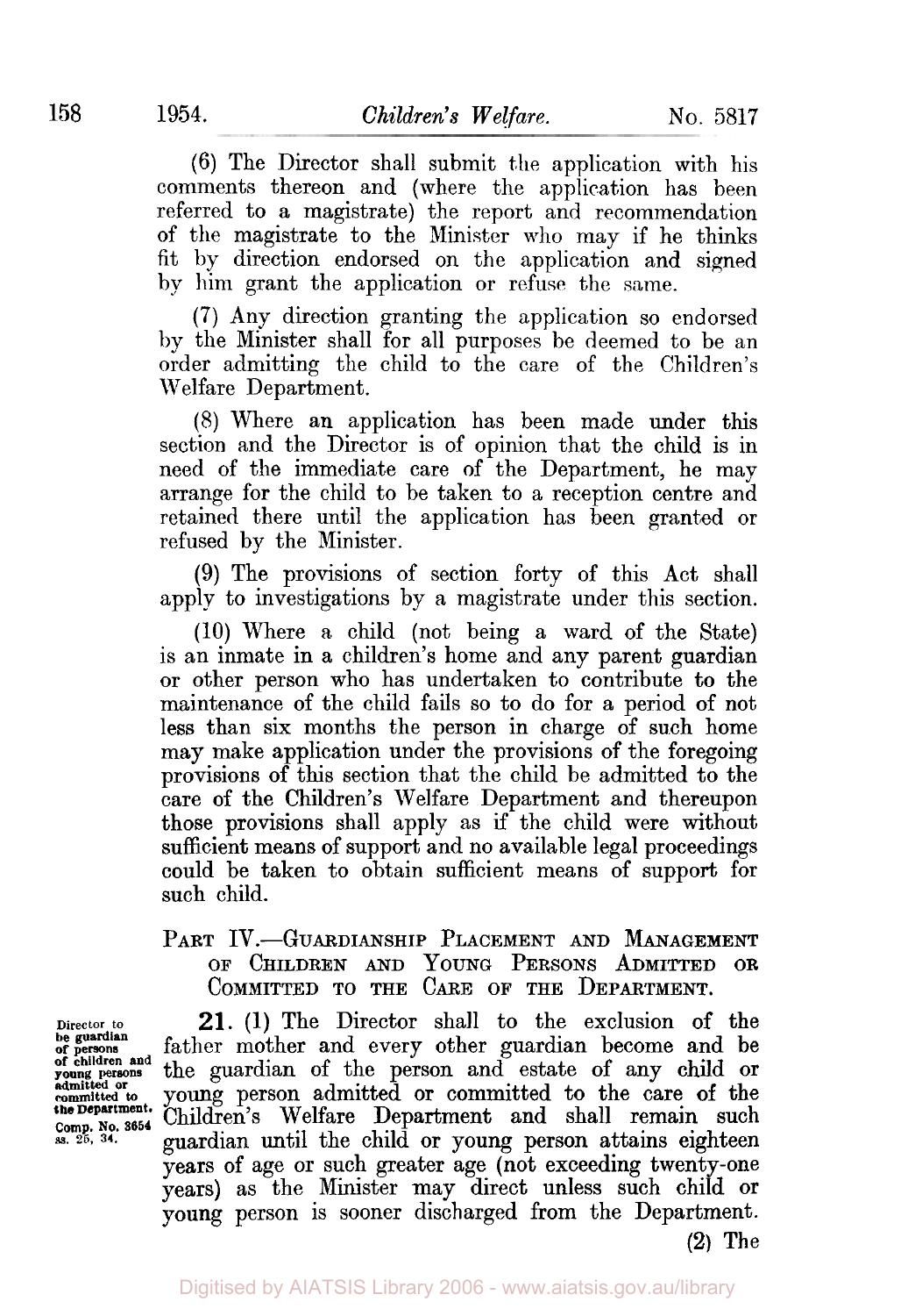(6) The Director shall submit the application with his comments thereon and (where the application has been referred to a magistrate) the report and recommendation of the magistrate to the Minister who may if he thinks fit by direction endorsed on the application and signed by him grant the application or refuse the same.

(7) Any direction granting the application so endorsed by the Minister shall for all purposes be deemed to be an order admitting the child to the care of the Children's Welfare Department.

(8) Where an application has been made under this section and the Director is of opinion that the child is in need of the immediate care of the Department, he may arrange for the child to be taken to a reception centre and retained there until the application has been granted or refused by the Minister.

(9) The provisions of section forty of this Act shall apply to investigations by a magistrate under this section.

(10) Where a child (not being a ward of the State) is an inmate in a children's home and any parent guardian or other person who has undertaken to contribute to the maintenance of the child fails so to do for a period of not less than six months the person in charge of such home may make application under the provisions of the foregoing provisions of this section that the child be admitted to the care of the Children's Welfare Department and thereupon those provisions shall apply as if the child were without sufficient means of support and no available legal proceedings could be taken to obtain sufficient means of support for such child.

## PART IV.—GUARDIANSHIP PLACEMENT AND MANAGEMENT OF CHILDREN AND YOUNG PERSONS ADMITTED OR COMMITTED TO THE CARE OF THE DEPARTMENT.

Director to be guardian of persons of children and young persons admitted or committed to the Department. Comp. No. 3654 ss. 25, 34.

**21.** (1) The Director shall to the exclusion of the father mother and every other guardian become and be the guardian of the person and estate of any child or young person admitted or committed to the care of the Children's Welfare Department and shall remain such guardian until the child or young person attains eighteen years of age or such greater age (not exceeding twenty-one years) as the Minister may direct unless such child or young person is sooner discharged from the Department.

(2) The